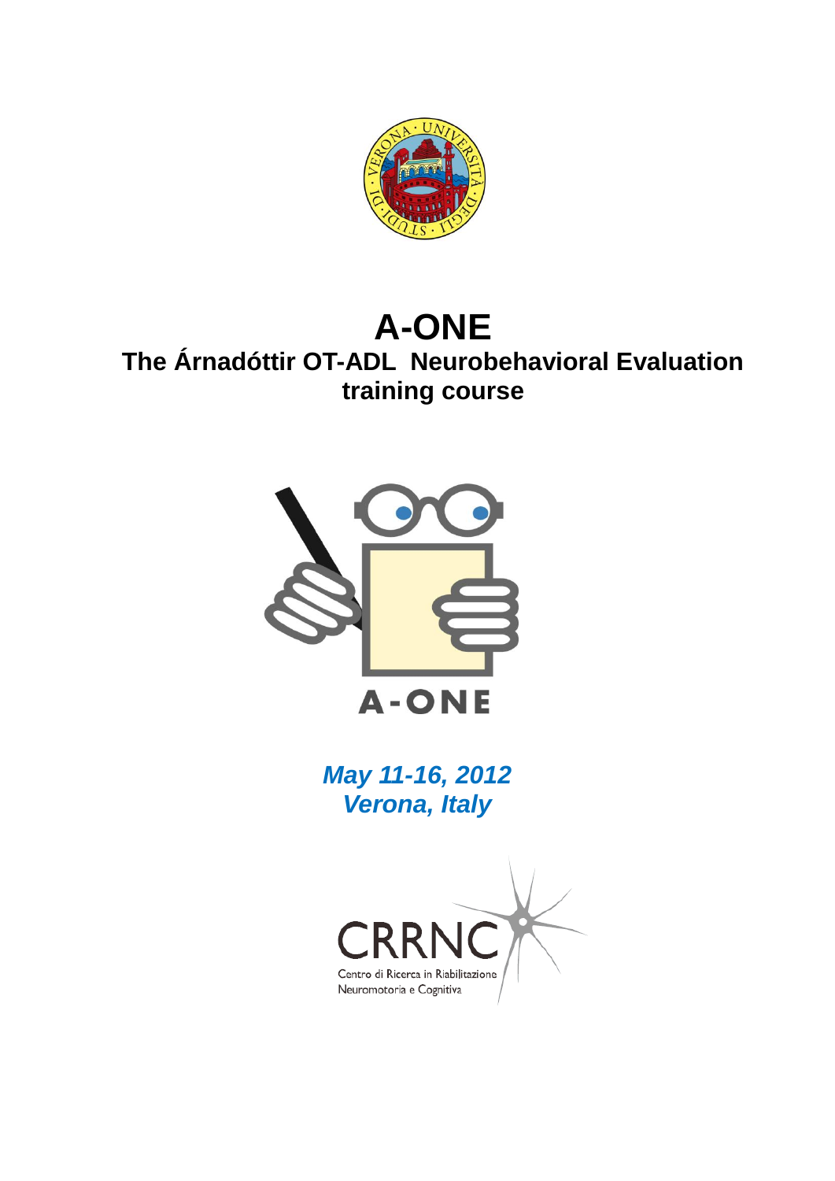# A-ONE

## The Árnadóttir OT-ADL Neurobehavioral Evaluation training course

***May 11-16, 2012***
***Verona, Italy***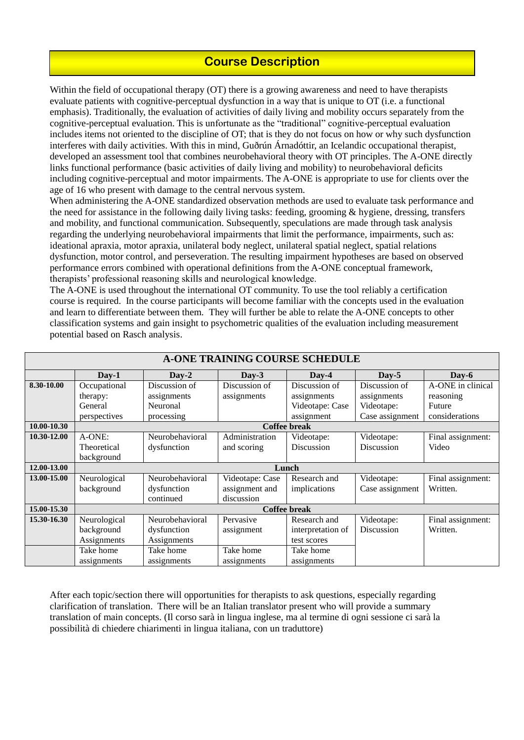## Course Description

Within the field of occupational therapy (OT) there is a growing awareness and need to have therapists evaluate patients with cognitive-perceptual dysfunction in a way that is unique to OT (i.e. a functional emphasis). Traditionally, the evaluation of activities of daily living and mobility occurs separately from the cognitive-perceptual evaluation. This is unfortunate as the "traditional" cognitive-perceptual evaluation includes items not oriented to the discipline of OT; that is they do not focus on how or why such dysfunction interferes with daily activities. With this in mind, Guðrún Árnadóttir, an Icelandic occupational therapist, developed an assessment tool that combines neurobehavioral theory with OT principles. The A-ONE directly links functional performance (basic activities of daily living and mobility) to neurobehavioral deficits including cognitive-perceptual and motor impairments. The A-ONE is appropriate to use for clients over the age of 16 who present with damage to the central nervous system.
When administering the A-ONE standardized observation methods are used to evaluate task performance and the need for assistance in the following daily living tasks: feeding, grooming & hygiene, dressing, transfers and mobility, and functional communication. Subsequently, speculations are made through task analysis regarding the underlying neurobehavioral impairments that limit the performance, impairments, such as: ideational apraxia, motor apraxia, unilateral body neglect, unilateral spatial neglect, spatial relations dysfunction, motor control, and perseveration. The resulting impairment hypotheses are based on observed performance errors combined with operational definitions from the A-ONE conceptual framework, therapists' professional reasoning skills and neurological knowledge.
The A-ONE is used throughout the international OT community. To use the tool reliably a certification course is required. In the course participants will become familiar with the concepts used in the evaluation and learn to differentiate between them. They will further be able to relate the A-ONE concepts to other classification systems and gain insight to psychometric qualities of the evaluation including measurement potential based on Rasch analysis.

**A-ONE TRAINING COURSE SCHEDULE**

| | Day-1 | Day-2 | Day-3 | Day-4 | Day-5 | Day-6 |
|---|---|---|---|---|---|---|
| **8.30-10.00** | Occupational therapy: General perspectives | Discussion of assignments Neuronal processing | Discussion of assignments | Discussion of assignments Videotape: Case assignment | Discussion of assignments Videotape: Case assignment | A-ONE in clinical reasoning Future considerations |
| **10.00-10.30** | **Coffee break** | | | | | |
| **10.30-12.00** | A-ONE: Theoretical background | Neurobehavioral dysfunction | Administration and scoring | Videotape: Discussion | Videotape: Discussion | Final assignment: Video |
| **12.00-13.00** | **Lunch** | | | | | |
| **13.00-15.00** | Neurological background | Neurobehavioral dysfunction continued | Videotape: Case assignment and discussion | Research and implications | Videotape: Case assignment | Final assignment: Written. |
| **15.00-15.30** | **Coffee break** | | | | | |
| **15.30-16.30** | Neurological background Assignments | Neurobehavioral dysfunction Assignments | Pervasive assignment | Research and interpretation of test scores | Videotape: Discussion | Final assignment: Written. |
| | Take home assignments | Take home assignments | Take home assignments | Take home assignments | | |

After each topic/section there will opportunities for therapists to ask questions, especially regarding clarification of translation. There will be an Italian translator present who will provide a summary translation of main concepts. (Il corso sarà in lingua inglese, ma al termine di ogni sessione ci sarà la possibilità di chiedere chiarimenti in lingua italiana, con un traduttore)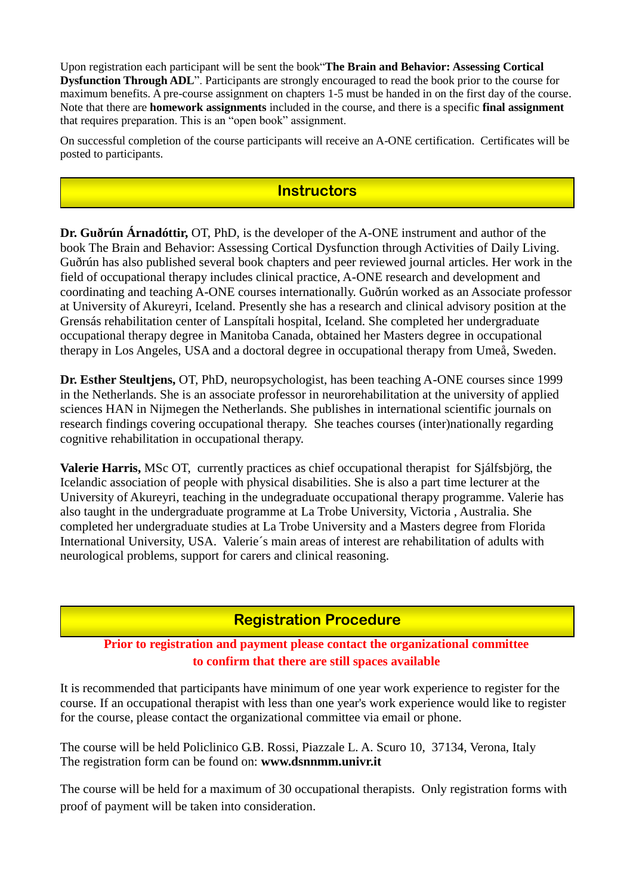Upon registration each participant will be sent the book "**The Brain and Behavior: Assessing Cortical Dysfunction Through ADL**". Participants are strongly encouraged to read the book prior to the course for maximum benefits. A pre-course assignment on chapters 1-5 must be handed in on the first day of the course. Note that there are **homework assignments** included in the course, and there is a specific **final assignment** that requires preparation. This is an "open book" assignment.

On successful completion of the course participants will receive an A-ONE certification. Certificates will be posted to participants.

## Instructors

**Dr. Guðrún Árnadóttir,** OT, PhD, is the developer of the A-ONE instrument and author of the book The Brain and Behavior: Assessing Cortical Dysfunction through Activities of Daily Living. Guðrún has also published several book chapters and peer reviewed journal articles. Her work in the field of occupational therapy includes clinical practice, A-ONE research and development and coordinating and teaching A-ONE courses internationally. Guðrún worked as an Associate professor at University of Akureyri, Iceland. Presently she has a research and clinical advisory position at the Grensás rehabilitation center of Lanspítali hospital, Iceland. She completed her undergraduate occupational therapy degree in Manitoba Canada, obtained her Masters degree in occupational therapy in Los Angeles, USA and a doctoral degree in occupational therapy from Umeå, Sweden.

**Dr. Esther Steultjens,** OT, PhD, neuropsychologist, has been teaching A-ONE courses since 1999 in the Netherlands. She is an associate professor in neurorehabilitation at the university of applied sciences HAN in Nijmegen the Netherlands. She publishes in international scientific journals on research findings covering occupational therapy. She teaches courses (inter)nationally regarding cognitive rehabilitation in occupational therapy.

**Valerie Harris,** MSc OT, currently practices as chief occupational therapist for Sjálfsbjörg, the Icelandic association of people with physical disabilities. She is also a part time lecturer at the University of Akureyri, teaching in the undegraduate occupational therapy programme. Valerie has also taught in the undergraduate programme at La Trobe University, Victoria , Australia. She completed her undergraduate studies at La Trobe University and a Masters degree from Florida International University, USA. Valerie´s main areas of interest are rehabilitation of adults with neurological problems, support for carers and clinical reasoning.

## Registration Procedure

**Prior to registration and payment please contact the organizational committee to confirm that there are still spaces available**

It is recommended that participants have minimum of one year work experience to register for the course. If an occupational therapist with less than one year's work experience would like to register for the course, please contact the organizational committee via email or phone.

The course will be held Policlinico G.B. Rossi, Piazzale L. A. Scuro 10, 37134, Verona, Italy
The registration form can be found on: **www.dsnnmm.univr.it**

The course will be held for a maximum of 30 occupational therapists. Only registration forms with proof of payment will be taken into consideration.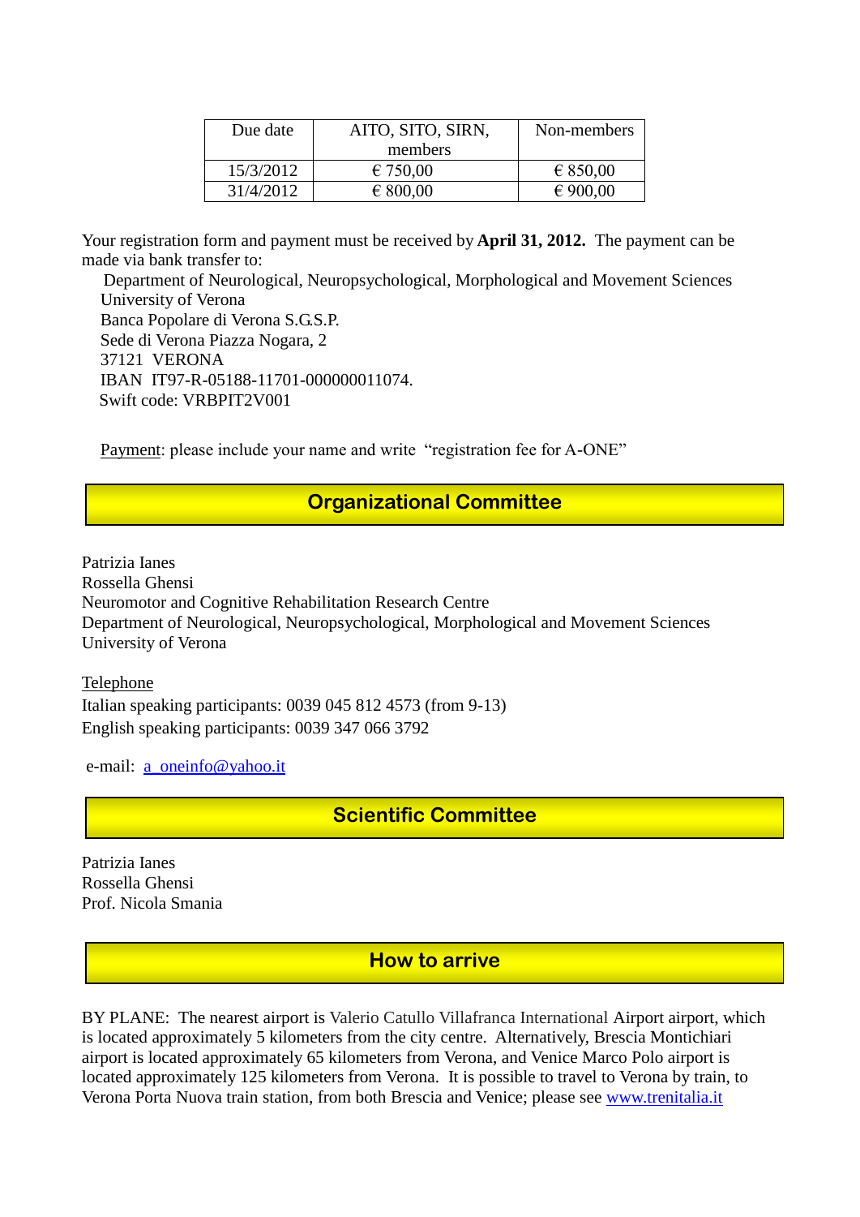| Due date | AITO, SITO, SIRN, members | Non-members |
|---|---|---|
| 15/3/2012 | € 750,00 | € 850,00 |
| 31/4/2012 | € 800,00 | € 900,00 |

Your registration form and payment must be received by **April 31, 2012.** The payment can be made via bank transfer to:

Department of Neurological, Neuropsychological, Morphological and Movement Sciences
University of Verona
Banca Popolare di Verona S.G.S.P.
Sede di Verona Piazza Nogara, 2
37121 VERONA
IBAN IT97-R-05188-11701-000000011074.
Swift code: VRBPIT2V001

Payment: please include your name and write "registration fee for A-ONE"

## Organizational Committee

Patrizia Ianes
Rossella Ghensi
Neuromotor and Cognitive Rehabilitation Research Centre
Department of Neurological, Neuropsychological, Morphological and Movement Sciences
University of Verona

Telephone
Italian speaking participants: 0039 045 812 4573 (from 9-13)
English speaking participants: 0039 347 066 3792

e-mail: a_oneinfo@yahoo.it

## Scientific Committee

Patrizia Ianes
Rossella Ghensi
Prof. Nicola Smania

## How to arrive

BY PLANE: The nearest airport is Valerio Catullo Villafranca International Airport airport, which is located approximately 5 kilometers from the city centre. Alternatively, Brescia Montichiari airport is located approximately 65 kilometers from Verona, and Venice Marco Polo airport is located approximately 125 kilometers from Verona. It is possible to travel to Verona by train, to Verona Porta Nuova train station, from both Brescia and Venice; please see www.trenitalia.it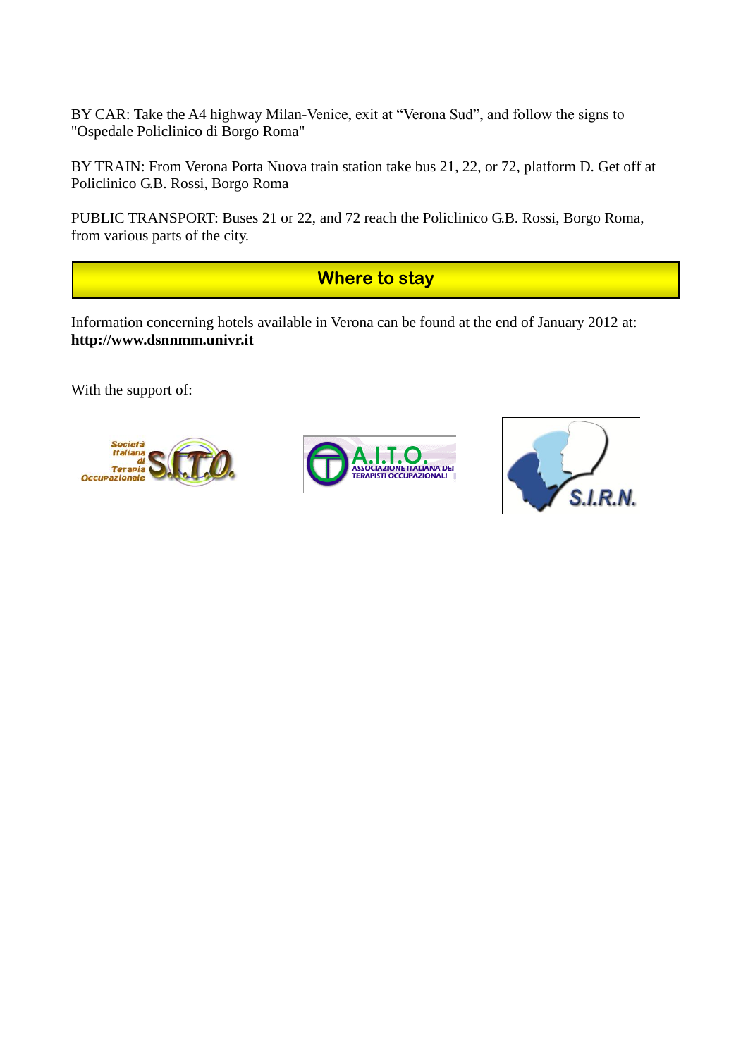BY CAR: Take the A4 highway Milan-Venice, exit at "Verona Sud", and follow the signs to "Ospedale Policlinico di Borgo Roma"

BY TRAIN: From Verona Porta Nuova train station take bus 21, 22, or 72, platform D. Get off at Policlinico G.B. Rossi, Borgo Roma

PUBLIC TRANSPORT: Buses 21 or 22, and 72 reach the Policlinico G.B. Rossi, Borgo Roma, from various parts of the city.

## Where to stay

Information concerning hotels available in Verona can be found at the end of January 2012 at: **http://www.dsnnmm.univr.it**

With the support of: